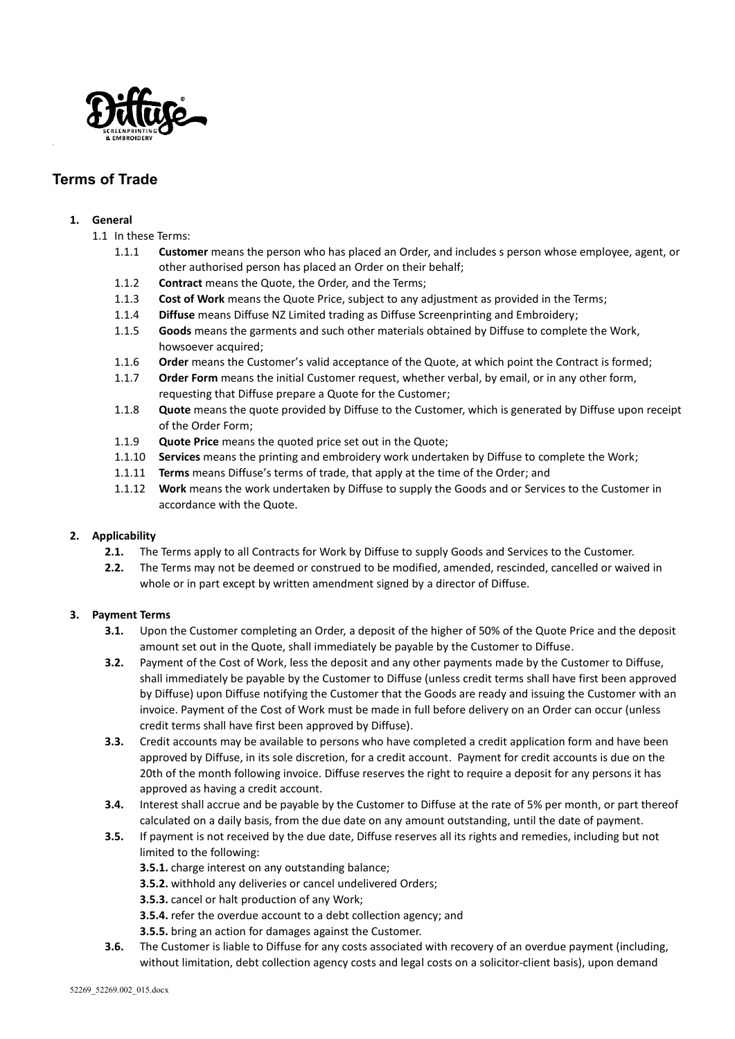# Terms of Trade

**1. General**

1.1 In these Terms:

- 1.1.1 **Customer** means the person who has placed an Order, and includes s person whose employee, agent, or other authorised person has placed an Order on their behalf;
- 1.1.2 **Contract** means the Quote, the Order, and the Terms;
- 1.1.3 **Cost of Work** means the Quote Price, subject to any adjustment as provided in the Terms;
- 1.1.4 **Diffuse** means Diffuse NZ Limited trading as Diffuse Screenprinting and Embroidery;
- 1.1.5 **Goods** means the garments and such other materials obtained by Diffuse to complete the Work, howsoever acquired;
- 1.1.6 **Order** means the Customer's valid acceptance of the Quote, at which point the Contract is formed;
- 1.1.7 **Order Form** means the initial Customer request, whether verbal, by email, or in any other form, requesting that Diffuse prepare a Quote for the Customer;
- 1.1.8 **Quote** means the quote provided by Diffuse to the Customer, which is generated by Diffuse upon receipt of the Order Form;
- 1.1.9 **Quote Price** means the quoted price set out in the Quote;
- 1.1.10 **Services** means the printing and embroidery work undertaken by Diffuse to complete the Work;
- 1.1.11 **Terms** means Diffuse's terms of trade, that apply at the time of the Order; and
- 1.1.12 **Work** means the work undertaken by Diffuse to supply the Goods and or Services to the Customer in accordance with the Quote.

**2. Applicability**

- **2.1.** The Terms apply to all Contracts for Work by Diffuse to supply Goods and Services to the Customer.
- **2.2.** The Terms may not be deemed or construed to be modified, amended, rescinded, cancelled or waived in whole or in part except by written amendment signed by a director of Diffuse.

**3. Payment Terms**

- **3.1.** Upon the Customer completing an Order, a deposit of the higher of 50% of the Quote Price and the deposit amount set out in the Quote, shall immediately be payable by the Customer to Diffuse.
- **3.2.** Payment of the Cost of Work, less the deposit and any other payments made by the Customer to Diffuse, shall immediately be payable by the Customer to Diffuse (unless credit terms shall have first been approved by Diffuse) upon Diffuse notifying the Customer that the Goods are ready and issuing the Customer with an invoice. Payment of the Cost of Work must be made in full before delivery on an Order can occur (unless credit terms shall have first been approved by Diffuse).
- **3.3.** Credit accounts may be available to persons who have completed a credit application form and have been approved by Diffuse, in its sole discretion, for a credit account. Payment for credit accounts is due on the 20th of the month following invoice. Diffuse reserves the right to require a deposit for any persons it has approved as having a credit account.
- **3.4.** Interest shall accrue and be payable by the Customer to Diffuse at the rate of 5% per month, or part thereof calculated on a daily basis, from the due date on any amount outstanding, until the date of payment.
- **3.5.** If payment is not received by the due date, Diffuse reserves all its rights and remedies, including but not limited to the following:
  - **3.5.1.** charge interest on any outstanding balance;
  - **3.5.2.** withhold any deliveries or cancel undelivered Orders;
  - **3.5.3.** cancel or halt production of any Work;
  - **3.5.4.** refer the overdue account to a debt collection agency; and
  - **3.5.5.** bring an action for damages against the Customer.
- **3.6.** The Customer is liable to Diffuse for any costs associated with recovery of an overdue payment (including, without limitation, debt collection agency costs and legal costs on a solicitor-client basis), upon demand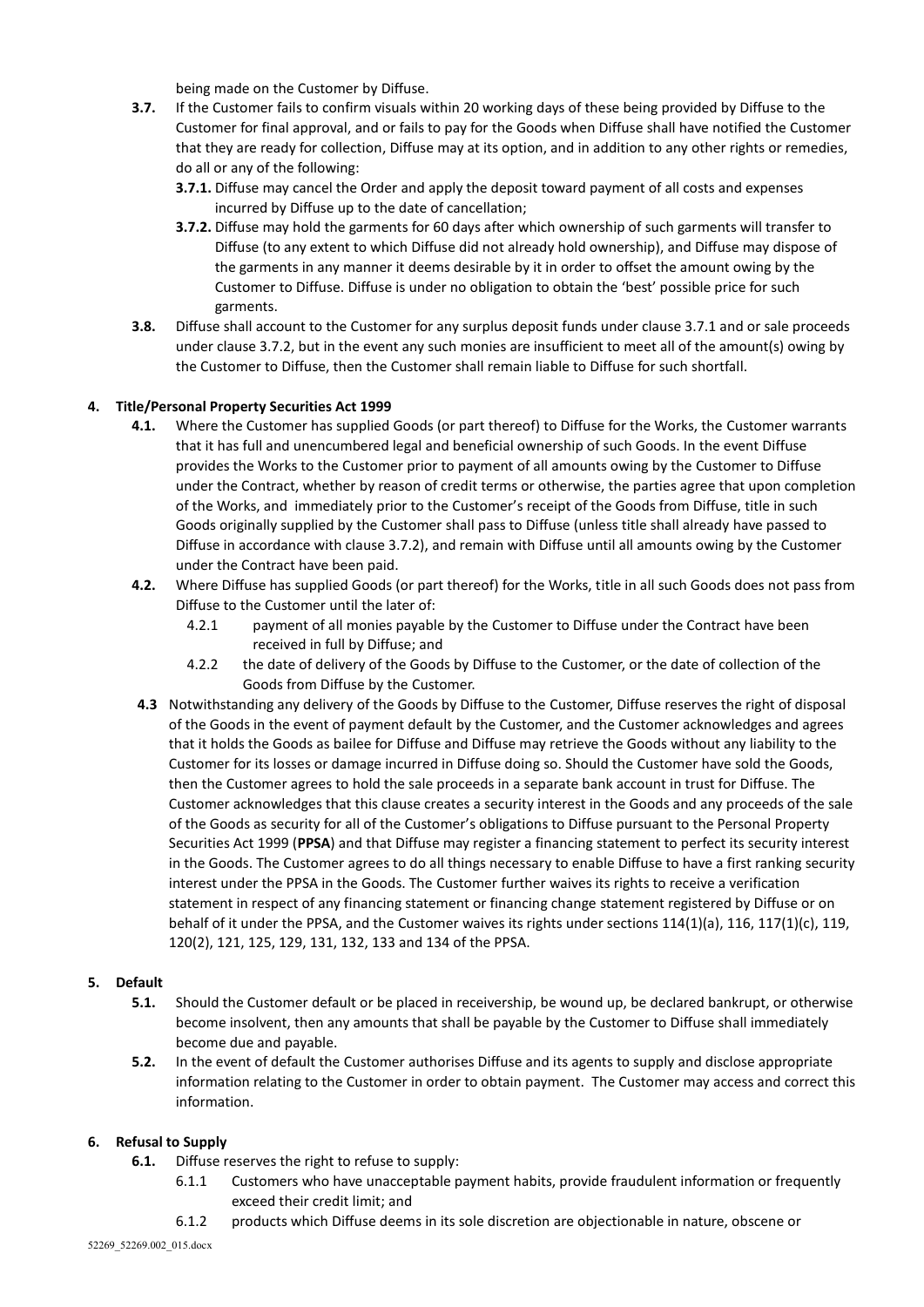being made on the Customer by Diffuse.

**3.7.** If the Customer fails to confirm visuals within 20 working days of these being provided by Diffuse to the Customer for final approval, and or fails to pay for the Goods when Diffuse shall have notified the Customer that they are ready for collection, Diffuse may at its option, and in addition to any other rights or remedies, do all or any of the following:

- **3.7.1.** Diffuse may cancel the Order and apply the deposit toward payment of all costs and expenses incurred by Diffuse up to the date of cancellation;
- **3.7.2.** Diffuse may hold the garments for 60 days after which ownership of such garments will transfer to Diffuse (to any extent to which Diffuse did not already hold ownership), and Diffuse may dispose of the garments in any manner it deems desirable by it in order to offset the amount owing by the Customer to Diffuse. Diffuse is under no obligation to obtain the 'best' possible price for such garments.

**3.8.** Diffuse shall account to the Customer for any surplus deposit funds under clause 3.7.1 and or sale proceeds under clause 3.7.2, but in the event any such monies are insufficient to meet all of the amount(s) owing by the Customer to Diffuse, then the Customer shall remain liable to Diffuse for such shortfall.

## 4. Title/Personal Property Securities Act 1999

**4.1.** Where the Customer has supplied Goods (or part thereof) to Diffuse for the Works, the Customer warrants that it has full and unencumbered legal and beneficial ownership of such Goods. In the event Diffuse provides the Works to the Customer prior to payment of all amounts owing by the Customer to Diffuse under the Contract, whether by reason of credit terms or otherwise, the parties agree that upon completion of the Works, and immediately prior to the Customer's receipt of the Goods from Diffuse, title in such Goods originally supplied by the Customer shall pass to Diffuse (unless title shall already have passed to Diffuse in accordance with clause 3.7.2), and remain with Diffuse until all amounts owing by the Customer under the Contract have been paid.

**4.2.** Where Diffuse has supplied Goods (or part thereof) for the Works, title in all such Goods does not pass from Diffuse to the Customer until the later of:

- 4.2.1 payment of all monies payable by the Customer to Diffuse under the Contract have been received in full by Diffuse; and
- 4.2.2 the date of delivery of the Goods by Diffuse to the Customer, or the date of collection of the Goods from Diffuse by the Customer.

**4.3** Notwithstanding any delivery of the Goods by Diffuse to the Customer, Diffuse reserves the right of disposal of the Goods in the event of payment default by the Customer, and the Customer acknowledges and agrees that it holds the Goods as bailee for Diffuse and Diffuse may retrieve the Goods without any liability to the Customer for its losses or damage incurred in Diffuse doing so. Should the Customer have sold the Goods, then the Customer agrees to hold the sale proceeds in a separate bank account in trust for Diffuse. The Customer acknowledges that this clause creates a security interest in the Goods and any proceeds of the sale of the Goods as security for all of the Customer's obligations to Diffuse pursuant to the Personal Property Securities Act 1999 (**PPSA**) and that Diffuse may register a financing statement to perfect its security interest in the Goods. The Customer agrees to do all things necessary to enable Diffuse to have a first ranking security interest under the PPSA in the Goods. The Customer further waives its rights to receive a verification statement in respect of any financing statement or financing change statement registered by Diffuse or on behalf of it under the PPSA, and the Customer waives its rights under sections 114(1)(a), 116, 117(1)(c), 119, 120(2), 121, 125, 129, 131, 132, 133 and 134 of the PPSA.

## 5. Default

**5.1.** Should the Customer default or be placed in receivership, be wound up, be declared bankrupt, or otherwise become insolvent, then any amounts that shall be payable by the Customer to Diffuse shall immediately become due and payable.

**5.2.** In the event of default the Customer authorises Diffuse and its agents to supply and disclose appropriate information relating to the Customer in order to obtain payment. The Customer may access and correct this information.

## 6. Refusal to Supply

**6.1.** Diffuse reserves the right to refuse to supply:

- 6.1.1 Customers who have unacceptable payment habits, provide fraudulent information or frequently exceed their credit limit; and
- 6.1.2 products which Diffuse deems in its sole discretion are objectionable in nature, obscene or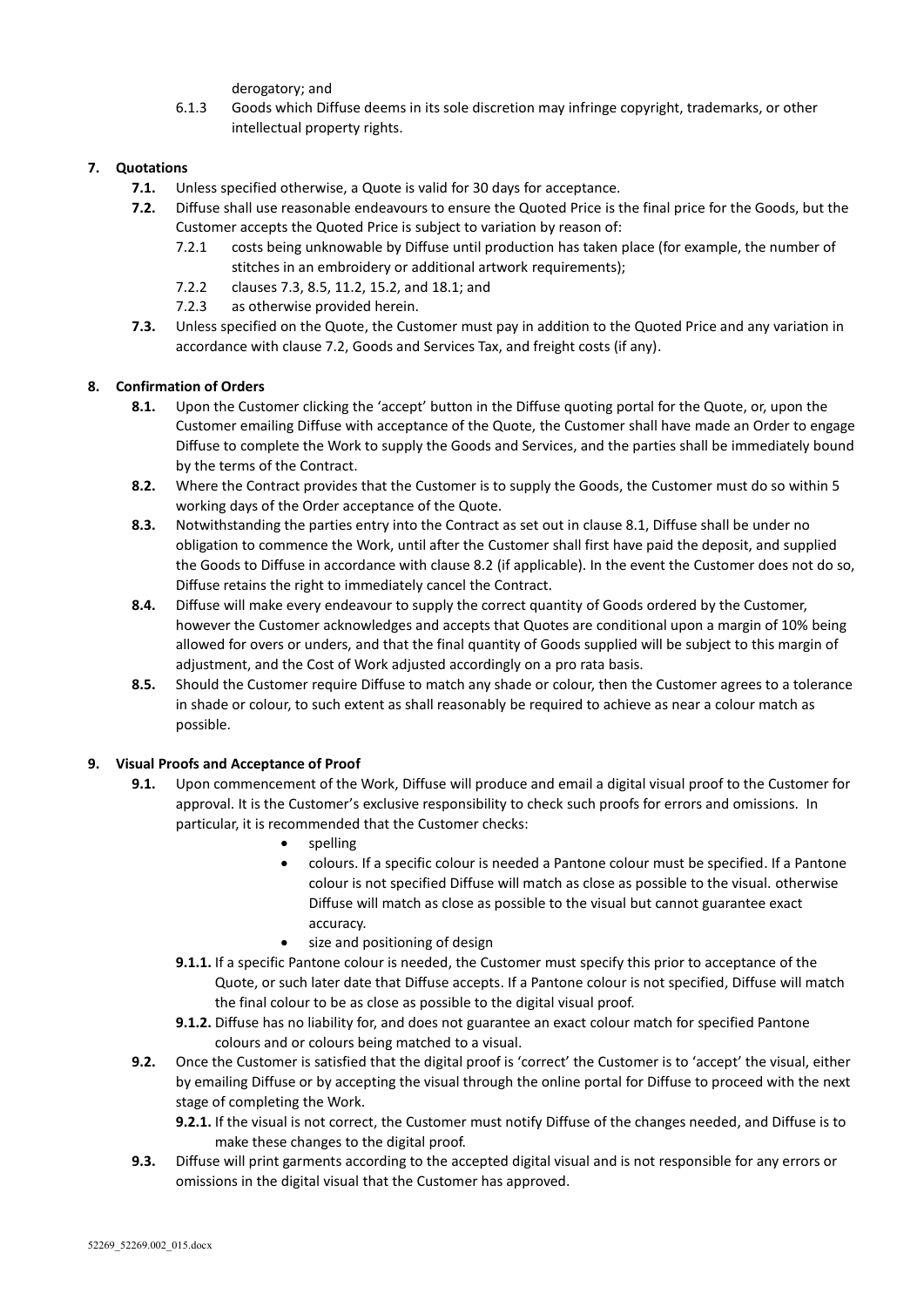derogatory; and

6.1.3 Goods which Diffuse deems in its sole discretion may infringe copyright, trademarks, or other intellectual property rights.

## 7. Quotations

**7.1.** Unless specified otherwise, a Quote is valid for 30 days for acceptance.

**7.2.** Diffuse shall use reasonable endeavours to ensure the Quoted Price is the final price for the Goods, but the Customer accepts the Quoted Price is subject to variation by reason of:

7.2.1 costs being unknowable by Diffuse until production has taken place (for example, the number of stitches in an embroidery or additional artwork requirements);

7.2.2 clauses 7.3, 8.5, 11.2, 15.2, and 18.1; and

7.2.3 as otherwise provided herein.

**7.3.** Unless specified on the Quote, the Customer must pay in addition to the Quoted Price and any variation in accordance with clause 7.2, Goods and Services Tax, and freight costs (if any).

## 8. Confirmation of Orders

**8.1.** Upon the Customer clicking the 'accept' button in the Diffuse quoting portal for the Quote, or, upon the Customer emailing Diffuse with acceptance of the Quote, the Customer shall have made an Order to engage Diffuse to complete the Work to supply the Goods and Services, and the parties shall be immediately bound by the terms of the Contract.

**8.2.** Where the Contract provides that the Customer is to supply the Goods, the Customer must do so within 5 working days of the Order acceptance of the Quote.

**8.3.** Notwithstanding the parties entry into the Contract as set out in clause 8.1, Diffuse shall be under no obligation to commence the Work, until after the Customer shall first have paid the deposit, and supplied the Goods to Diffuse in accordance with clause 8.2 (if applicable). In the event the Customer does not do so, Diffuse retains the right to immediately cancel the Contract.

**8.4.** Diffuse will make every endeavour to supply the correct quantity of Goods ordered by the Customer, however the Customer acknowledges and accepts that Quotes are conditional upon a margin of 10% being allowed for overs or unders, and that the final quantity of Goods supplied will be subject to this margin of adjustment, and the Cost of Work adjusted accordingly on a pro rata basis.

**8.5.** Should the Customer require Diffuse to match any shade or colour, then the Customer agrees to a tolerance in shade or colour, to such extent as shall reasonably be required to achieve as near a colour match as possible.

## 9. Visual Proofs and Acceptance of Proof

**9.1.** Upon commencement of the Work, Diffuse will produce and email a digital visual proof to the Customer for approval. It is the Customer's exclusive responsibility to check such proofs for errors and omissions. In particular, it is recommended that the Customer checks:

- spelling
- colours. If a specific colour is needed a Pantone colour must be specified. If a Pantone colour is not specified Diffuse will match as close as possible to the visual. otherwise Diffuse will match as close as possible to the visual but cannot guarantee exact accuracy.
- size and positioning of design

**9.1.1.** If a specific Pantone colour is needed, the Customer must specify this prior to acceptance of the Quote, or such later date that Diffuse accepts. If a Pantone colour is not specified, Diffuse will match the final colour to be as close as possible to the digital visual proof.

**9.1.2.** Diffuse has no liability for, and does not guarantee an exact colour match for specified Pantone colours and or colours being matched to a visual.

**9.2.** Once the Customer is satisfied that the digital proof is 'correct' the Customer is to 'accept' the visual, either by emailing Diffuse or by accepting the visual through the online portal for Diffuse to proceed with the next stage of completing the Work.

**9.2.1.** If the visual is not correct, the Customer must notify Diffuse of the changes needed, and Diffuse is to make these changes to the digital proof.

**9.3.** Diffuse will print garments according to the accepted digital visual and is not responsible for any errors or omissions in the digital visual that the Customer has approved.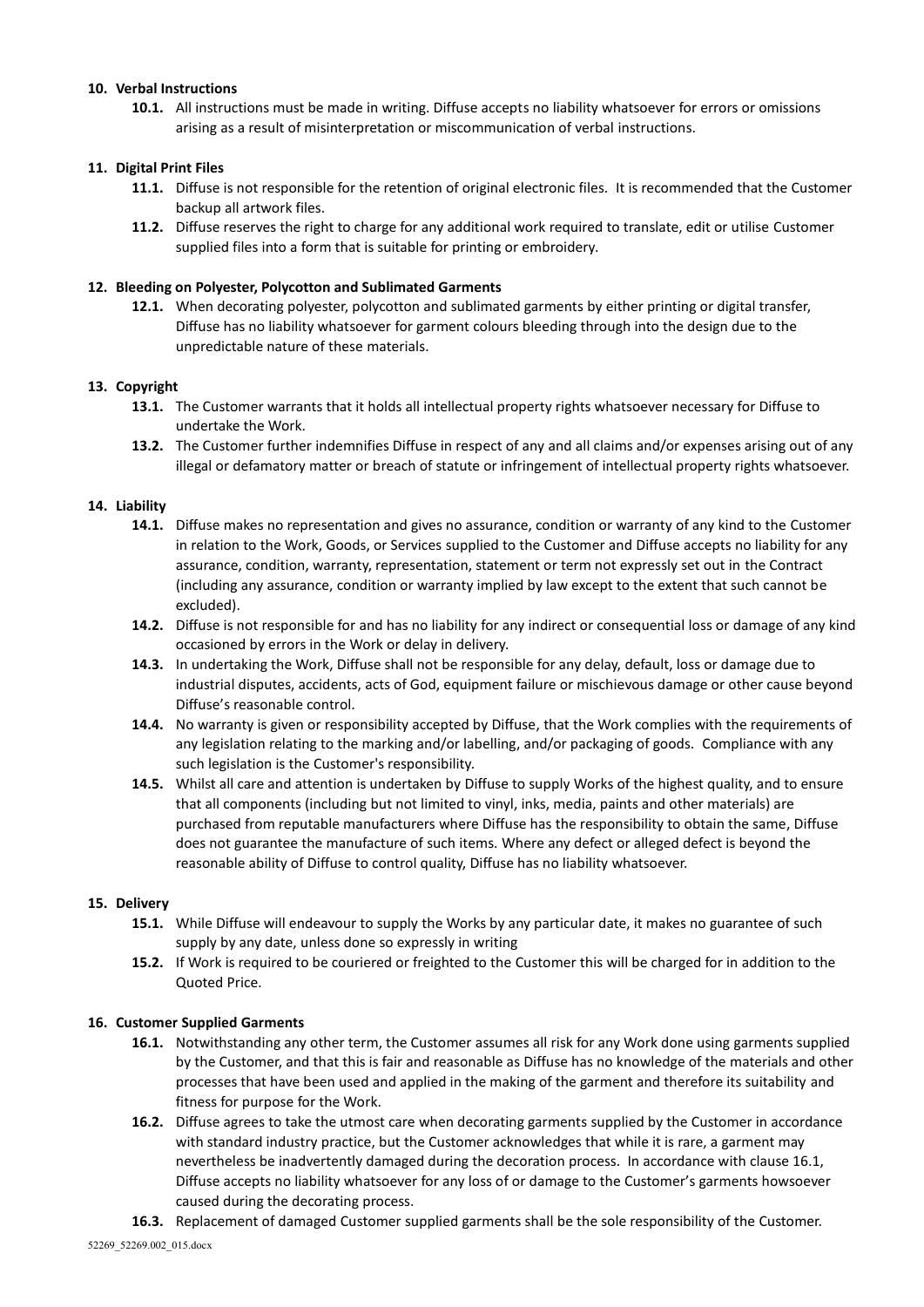**10. Verbal Instructions**

**10.1.** All instructions must be made in writing. Diffuse accepts no liability whatsoever for errors or omissions arising as a result of misinterpretation or miscommunication of verbal instructions.

**11. Digital Print Files**

**11.1.** Diffuse is not responsible for the retention of original electronic files. It is recommended that the Customer backup all artwork files.

**11.2.** Diffuse reserves the right to charge for any additional work required to translate, edit or utilise Customer supplied files into a form that is suitable for printing or embroidery.

**12. Bleeding on Polyester, Polycotton and Sublimated Garments**

**12.1.** When decorating polyester, polycotton and sublimated garments by either printing or digital transfer, Diffuse has no liability whatsoever for garment colours bleeding through into the design due to the unpredictable nature of these materials.

**13. Copyright**

**13.1.** The Customer warrants that it holds all intellectual property rights whatsoever necessary for Diffuse to undertake the Work.

**13.2.** The Customer further indemnifies Diffuse in respect of any and all claims and/or expenses arising out of any illegal or defamatory matter or breach of statute or infringement of intellectual property rights whatsoever.

**14. Liability**

**14.1.** Diffuse makes no representation and gives no assurance, condition or warranty of any kind to the Customer in relation to the Work, Goods, or Services supplied to the Customer and Diffuse accepts no liability for any assurance, condition, warranty, representation, statement or term not expressly set out in the Contract (including any assurance, condition or warranty implied by law except to the extent that such cannot be excluded).

**14.2.** Diffuse is not responsible for and has no liability for any indirect or consequential loss or damage of any kind occasioned by errors in the Work or delay in delivery.

**14.3.** In undertaking the Work, Diffuse shall not be responsible for any delay, default, loss or damage due to industrial disputes, accidents, acts of God, equipment failure or mischievous damage or other cause beyond Diffuse's reasonable control.

**14.4.** No warranty is given or responsibility accepted by Diffuse, that the Work complies with the requirements of any legislation relating to the marking and/or labelling, and/or packaging of goods. Compliance with any such legislation is the Customer's responsibility.

**14.5.** Whilst all care and attention is undertaken by Diffuse to supply Works of the highest quality, and to ensure that all components (including but not limited to vinyl, inks, media, paints and other materials) are purchased from reputable manufacturers where Diffuse has the responsibility to obtain the same, Diffuse does not guarantee the manufacture of such items. Where any defect or alleged defect is beyond the reasonable ability of Diffuse to control quality, Diffuse has no liability whatsoever.

**15. Delivery**

**15.1.** While Diffuse will endeavour to supply the Works by any particular date, it makes no guarantee of such supply by any date, unless done so expressly in writing

**15.2.** If Work is required to be couriered or freighted to the Customer this will be charged for in addition to the Quoted Price.

**16. Customer Supplied Garments**

**16.1.** Notwithstanding any other term, the Customer assumes all risk for any Work done using garments supplied by the Customer, and that this is fair and reasonable as Diffuse has no knowledge of the materials and other processes that have been used and applied in the making of the garment and therefore its suitability and fitness for purpose for the Work.

**16.2.** Diffuse agrees to take the utmost care when decorating garments supplied by the Customer in accordance with standard industry practice, but the Customer acknowledges that while it is rare, a garment may nevertheless be inadvertently damaged during the decoration process. In accordance with clause 16.1, Diffuse accepts no liability whatsoever for any loss of or damage to the Customer's garments howsoever caused during the decorating process.

**16.3.** Replacement of damaged Customer supplied garments shall be the sole responsibility of the Customer.

52269_52269.002_015.docx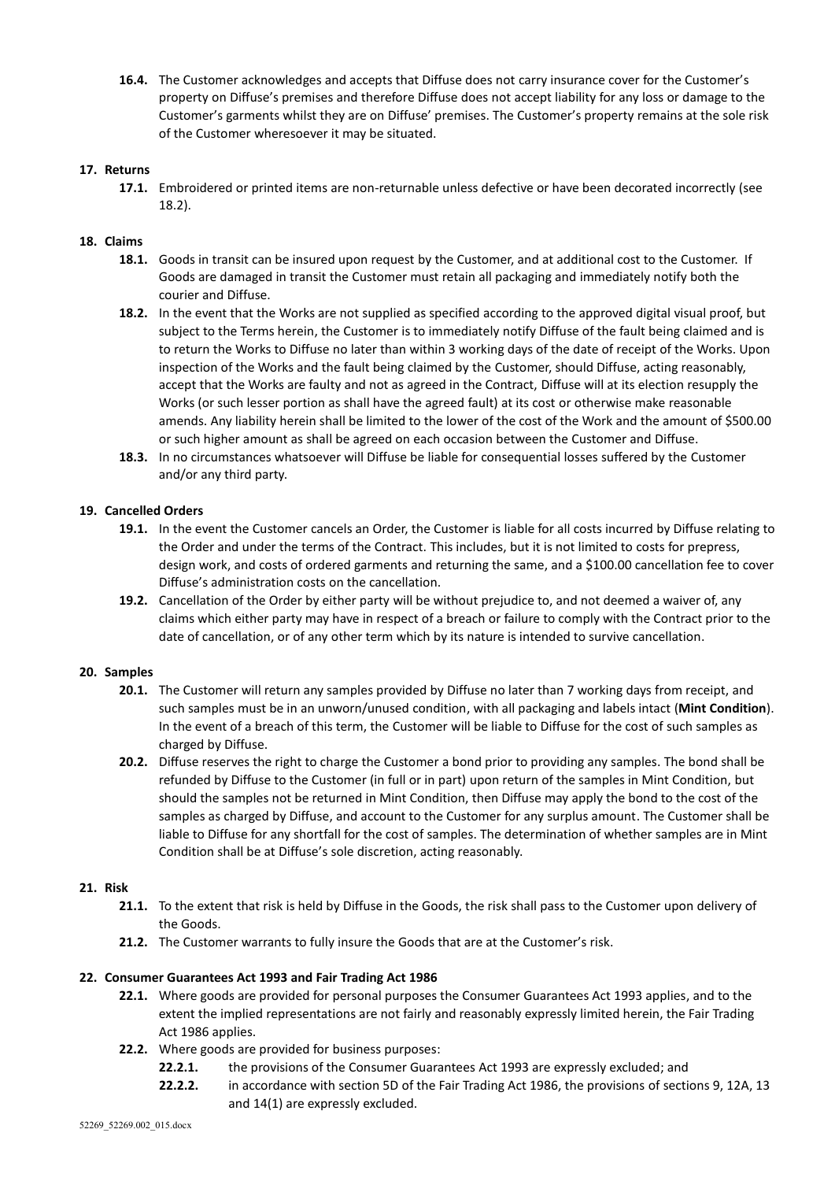**16.4.** The Customer acknowledges and accepts that Diffuse does not carry insurance cover for the Customer's property on Diffuse's premises and therefore Diffuse does not accept liability for any loss or damage to the Customer's garments whilst they are on Diffuse' premises. The Customer's property remains at the sole risk of the Customer wheresoever it may be situated.

**17. Returns**

**17.1.** Embroidered or printed items are non-returnable unless defective or have been decorated incorrectly (see 18.2).

**18. Claims**

**18.1.** Goods in transit can be insured upon request by the Customer, and at additional cost to the Customer. If Goods are damaged in transit the Customer must retain all packaging and immediately notify both the courier and Diffuse.

**18.2.** In the event that the Works are not supplied as specified according to the approved digital visual proof, but subject to the Terms herein, the Customer is to immediately notify Diffuse of the fault being claimed and is to return the Works to Diffuse no later than within 3 working days of the date of receipt of the Works. Upon inspection of the Works and the fault being claimed by the Customer, should Diffuse, acting reasonably, accept that the Works are faulty and not as agreed in the Contract, Diffuse will at its election resupply the Works (or such lesser portion as shall have the agreed fault) at its cost or otherwise make reasonable amends. Any liability herein shall be limited to the lower of the cost of the Work and the amount of $500.00 or such higher amount as shall be agreed on each occasion between the Customer and Diffuse.

**18.3.** In no circumstances whatsoever will Diffuse be liable for consequential losses suffered by the Customer and/or any third party.

**19. Cancelled Orders**

**19.1.** In the event the Customer cancels an Order, the Customer is liable for all costs incurred by Diffuse relating to the Order and under the terms of the Contract. This includes, but it is not limited to costs for prepress, design work, and costs of ordered garments and returning the same, and a $100.00 cancellation fee to cover Diffuse's administration costs on the cancellation.

**19.2.** Cancellation of the Order by either party will be without prejudice to, and not deemed a waiver of, any claims which either party may have in respect of a breach or failure to comply with the Contract prior to the date of cancellation, or of any other term which by its nature is intended to survive cancellation.

**20. Samples**

**20.1.** The Customer will return any samples provided by Diffuse no later than 7 working days from receipt, and such samples must be in an unworn/unused condition, with all packaging and labels intact (**Mint Condition**). In the event of a breach of this term, the Customer will be liable to Diffuse for the cost of such samples as charged by Diffuse.

**20.2.** Diffuse reserves the right to charge the Customer a bond prior to providing any samples. The bond shall be refunded by Diffuse to the Customer (in full or in part) upon return of the samples in Mint Condition, but should the samples not be returned in Mint Condition, then Diffuse may apply the bond to the cost of the samples as charged by Diffuse, and account to the Customer for any surplus amount. The Customer shall be liable to Diffuse for any shortfall for the cost of samples. The determination of whether samples are in Mint Condition shall be at Diffuse's sole discretion, acting reasonably.

**21. Risk**

**21.1.** To the extent that risk is held by Diffuse in the Goods, the risk shall pass to the Customer upon delivery of the Goods.

**21.2.** The Customer warrants to fully insure the Goods that are at the Customer's risk.

**22. Consumer Guarantees Act 1993 and Fair Trading Act 1986**

**22.1.** Where goods are provided for personal purposes the Consumer Guarantees Act 1993 applies, and to the extent the implied representations are not fairly and reasonably expressly limited herein, the Fair Trading Act 1986 applies.

**22.2.** Where goods are provided for business purposes:

**22.2.1.** the provisions of the Consumer Guarantees Act 1993 are expressly excluded; and

**22.2.2.** in accordance with section 5D of the Fair Trading Act 1986, the provisions of sections 9, 12A, 13 and 14(1) are expressly excluded.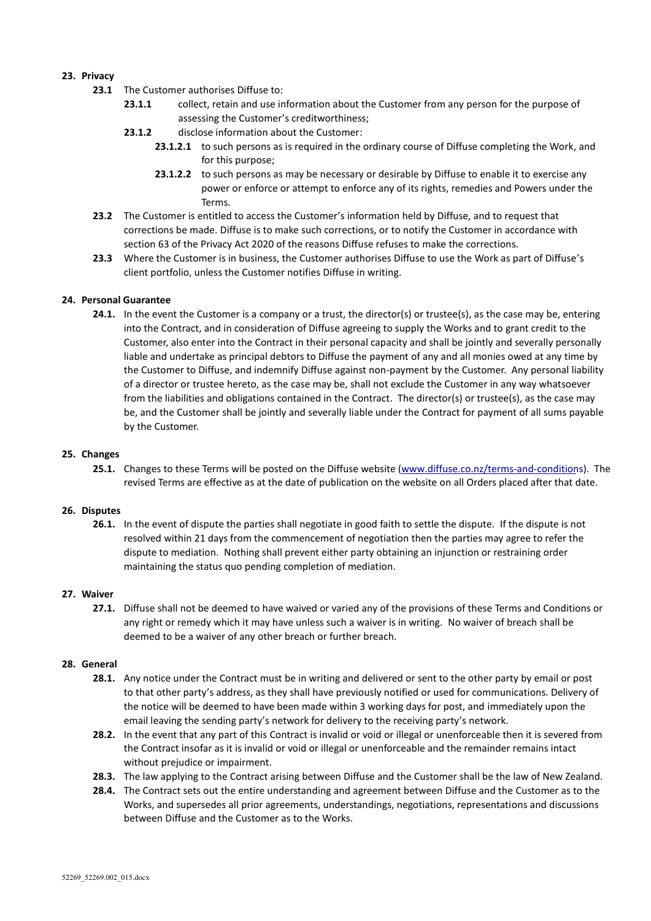## 23. Privacy

**23.1** The Customer authorises Diffuse to:

**23.1.1** collect, retain and use information about the Customer from any person for the purpose of assessing the Customer's creditworthiness;

**23.1.2** disclose information about the Customer:

**23.1.2.1** to such persons as is required in the ordinary course of Diffuse completing the Work, and for this purpose;

**23.1.2.2** to such persons as may be necessary or desirable by Diffuse to enable it to exercise any power or enforce or attempt to enforce any of its rights, remedies and Powers under the Terms.

**23.2** The Customer is entitled to access the Customer's information held by Diffuse, and to request that corrections be made. Diffuse is to make such corrections, or to notify the Customer in accordance with section 63 of the Privacy Act 2020 of the reasons Diffuse refuses to make the corrections.

**23.3** Where the Customer is in business, the Customer authorises Diffuse to use the Work as part of Diffuse's client portfolio, unless the Customer notifies Diffuse in writing.

## 24. Personal Guarantee

**24.1.** In the event the Customer is a company or a trust, the director(s) or trustee(s), as the case may be, entering into the Contract, and in consideration of Diffuse agreeing to supply the Works and to grant credit to the Customer, also enter into the Contract in their personal capacity and shall be jointly and severally personally liable and undertake as principal debtors to Diffuse the payment of any and all monies owed at any time by the Customer to Diffuse, and indemnify Diffuse against non-payment by the Customer. Any personal liability of a director or trustee hereto, as the case may be, shall not exclude the Customer in any way whatsoever from the liabilities and obligations contained in the Contract. The director(s) or trustee(s), as the case may be, and the Customer shall be jointly and severally liable under the Contract for payment of all sums payable by the Customer.

## 25. Changes

**25.1.** Changes to these Terms will be posted on the Diffuse website (www.diffuse.co.nz/terms-and-conditions). The revised Terms are effective as at the date of publication on the website on all Orders placed after that date.

## 26. Disputes

**26.1.** In the event of dispute the parties shall negotiate in good faith to settle the dispute. If the dispute is not resolved within 21 days from the commencement of negotiation then the parties may agree to refer the dispute to mediation. Nothing shall prevent either party obtaining an injunction or restraining order maintaining the status quo pending completion of mediation.

## 27. Waiver

**27.1.** Diffuse shall not be deemed to have waived or varied any of the provisions of these Terms and Conditions or any right or remedy which it may have unless such a waiver is in writing. No waiver of breach shall be deemed to be a waiver of any other breach or further breach.

## 28. General

**28.1.** Any notice under the Contract must be in writing and delivered or sent to the other party by email or post to that other party's address, as they shall have previously notified or used for communications. Delivery of the notice will be deemed to have been made within 3 working days for post, and immediately upon the email leaving the sending party's network for delivery to the receiving party's network.

**28.2.** In the event that any part of this Contract is invalid or void or illegal or unenforceable then it is severed from the Contract insofar as it is invalid or void or illegal or unenforceable and the remainder remains intact without prejudice or impairment.

**28.3.** The law applying to the Contract arising between Diffuse and the Customer shall be the law of New Zealand.

**28.4.** The Contract sets out the entire understanding and agreement between Diffuse and the Customer as to the Works, and supersedes all prior agreements, understandings, negotiations, representations and discussions between Diffuse and the Customer as to the Works.

52269_52269.002_015.docx